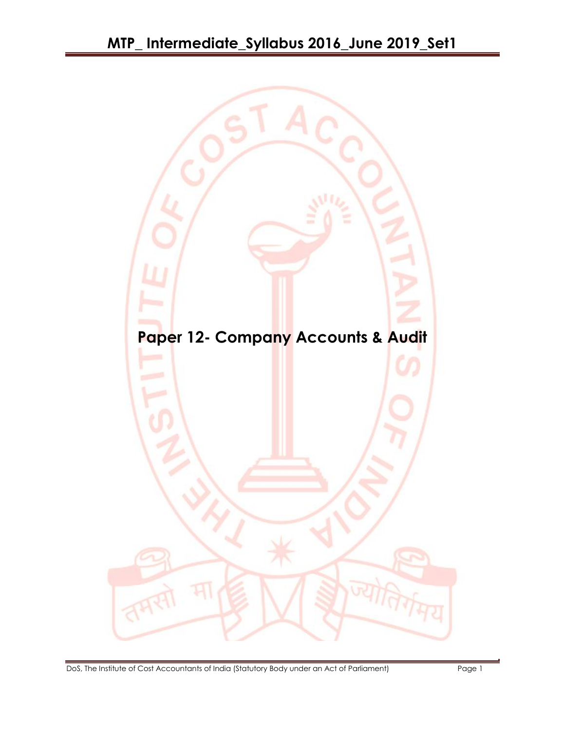# Paper 12- Company Accounts & Audit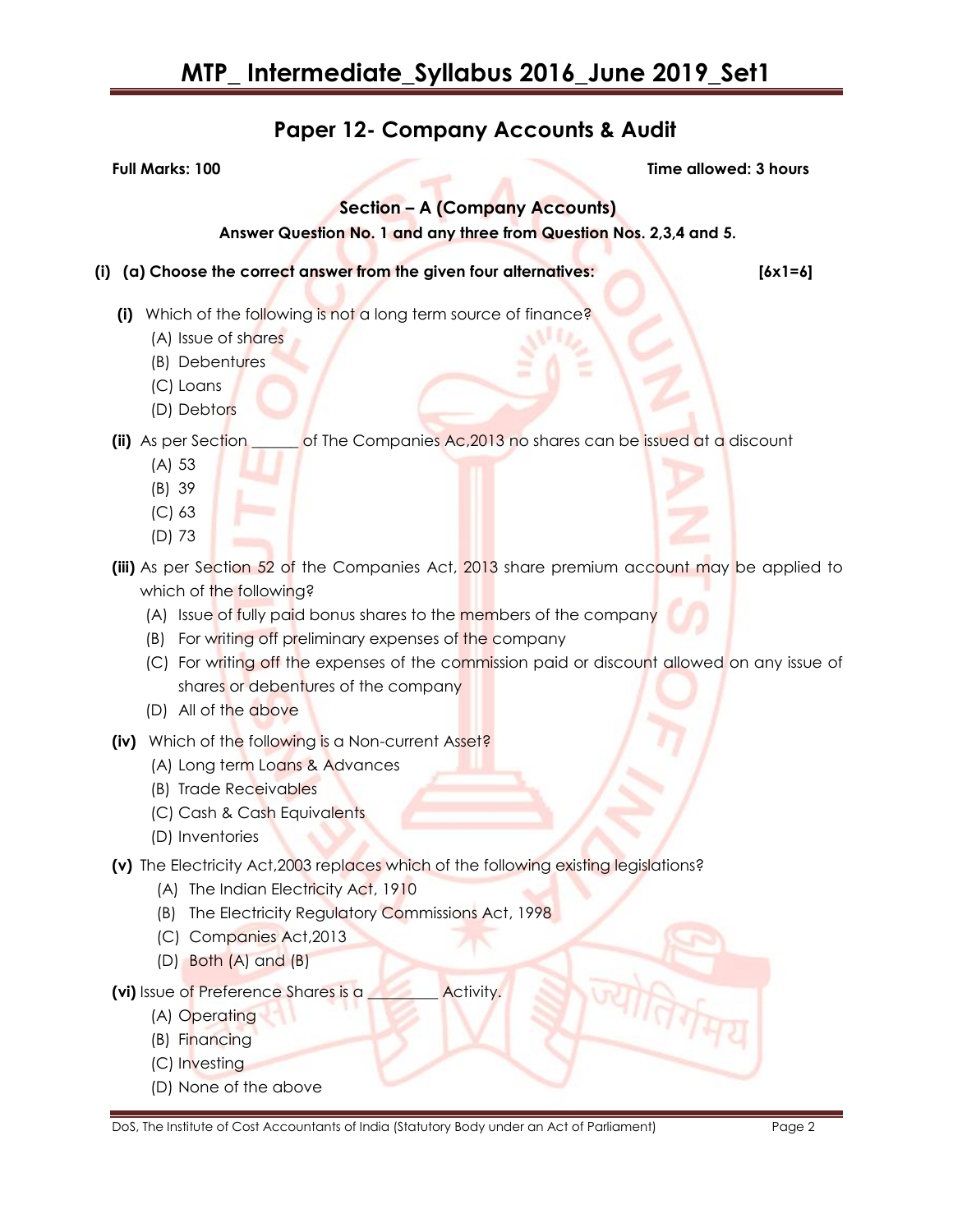# MTP_ Intermediate_Syllabus 2016_June 2019_Set1

## Paper 12- Company Accounts & Audit

**Full Marks: 100** **Time allowed: 3 hours**

### Section – A (Company Accounts)

**Answer Question No. 1 and any three from Question Nos. 2,3,4 and 5.**

**(i) (a) Choose the correct answer from the given four alternatives: [6x1=6]**

**(i)** Which of the following is not a long term source of finance?

(A) Issue of shares
(B) Debentures
(C) Loans
(D) Debtors

**(ii)** As per Section ______ of The Companies Ac,2013 no shares can be issued at a discount

(A) 53
(B) 39
(C) 63
(D) 73

**(iii)** As per Section 52 of the Companies Act, 2013 share premium account may be applied to which of the following?

(A) Issue of fully paid bonus shares to the members of the company
(B) For writing off preliminary expenses of the company
(C) For writing off the expenses of the commission paid or discount allowed on any issue of shares or debentures of the company
(D) All of the above

**(iv)** Which of the following is a Non-current Asset?

(A) Long term Loans & Advances
(B) Trade Receivables
(C) Cash & Cash Equivalents
(D) Inventories

**(v)** The Electricity Act,2003 replaces which of the following existing legislations?

(A) The Indian Electricity Act, 1910
(B) The Electricity Regulatory Commissions Act, 1998
(C) Companies Act,2013
(D) Both (A) and (B)

**(vi)** Issue of Preference Shares is a ________ Activity.

(A) Operating
(B) Financing
(C) Investing
(D) None of the above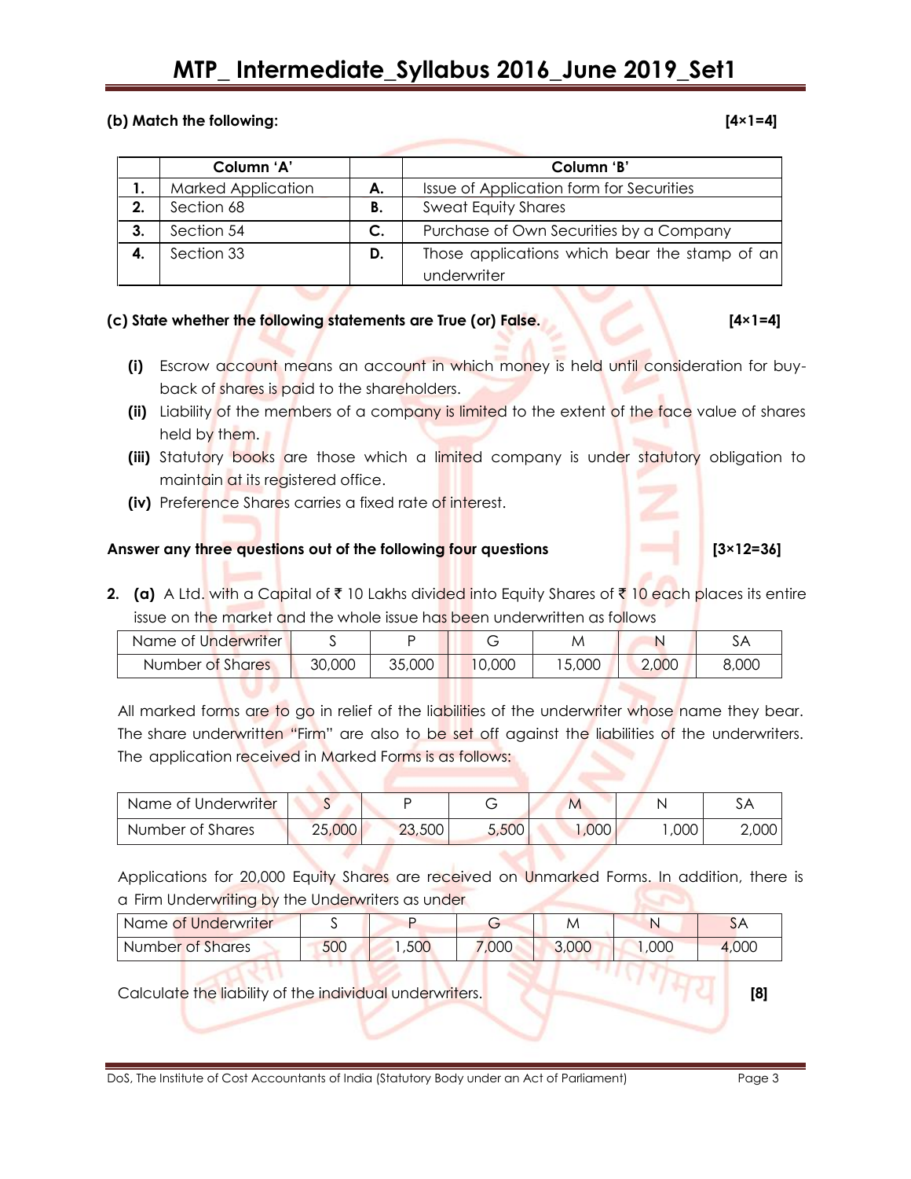**(b) Match the following: [4×1=4]**

| | Column 'A' | | Column 'B' |
|---|---|---|---|
| **1.** | Marked Application | **A.** | Issue of Application form for Securities |
| **2.** | Section 68 | **B.** | Sweat Equity Shares |
| **3.** | Section 54 | **C.** | Purchase of Own Securities by a Company |
| **4.** | Section 33 | **D.** | Those applications which bear the stamp of an underwriter |

**(c) State whether the following statements are True (or) False. [4×1=4]**

- **(i)** Escrow account means an account in which money is held until consideration for buy-back of shares is paid to the shareholders.
- **(ii)** Liability of the members of a company is limited to the extent of the face value of shares held by them.
- **(iii)** Statutory books are those which a limited company is under statutory obligation to maintain at its registered office.
- **(iv)** Preference Shares carries a fixed rate of interest.

**Answer any three questions out of the following four questions [3×12=36]**

**2. (a)** A Ltd. with a Capital of ₹ 10 Lakhs divided into Equity Shares of ₹ 10 each places its entire issue on the market and the whole issue has been underwritten as follows

| Name of Underwriter | S | P | G | M | N | SA |
|---|---|---|---|---|---|---|
| Number of Shares | 30,000 | 35,000 | 10,000 | 15,000 | 2,000 | 8,000 |

All marked forms are to go in relief of the liabilities of the underwriter whose name they bear. The share underwritten "Firm" are also to be set off against the liabilities of the underwriters. The application received in Marked Forms is as follows:

| Name of Underwriter | S | P | G | M | N | SA |
|---|---|---|---|---|---|---|
| Number of Shares | 25,000 | 23,500 | 5,500 | 1,000 | 1,000 | 2,000 |

Applications for 20,000 Equity Shares are received on Unmarked Forms. In addition, there is a Firm Underwriting by the Underwriters as under

| Name of Underwriter | S | P | G | M | N | SA |
|---|---|---|---|---|---|---|
| Number of Shares | 500 | 1,500 | 7,000 | 3,000 | 1,000 | 4,000 |

Calculate the liability of the individual underwriters. **[8]**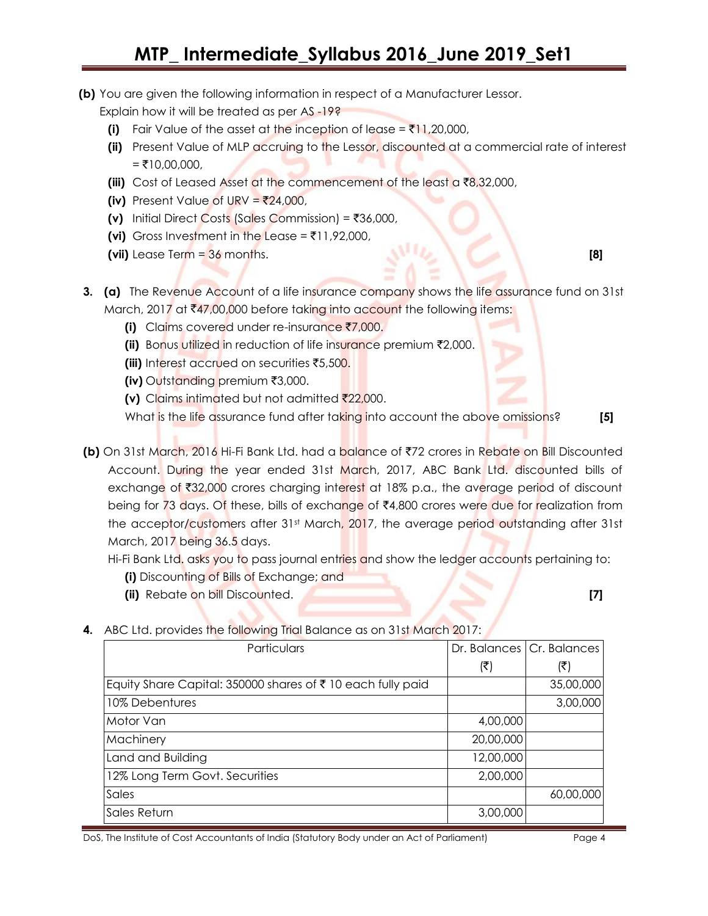**(b)** You are given the following information in respect of a Manufacturer Lessor. Explain how it will be treated as per AS -19?

**(i)** Fair Value of the asset at the inception of lease = ₹11,20,000,

**(ii)** Present Value of MLP accruing to the Lessor, discounted at a commercial rate of interest = ₹10,00,000,

**(iii)** Cost of Leased Asset at the commencement of the least a ₹8,32,000,

**(iv)** Present Value of URV = ₹24,000,

**(v)** Initial Direct Costs (Sales Commission) = ₹36,000,

**(vi)** Gross Investment in the Lease = ₹11,92,000,

**(vii)** Lease Term = 36 months. **[8]**

**3. (a)** The Revenue Account of a life insurance company shows the life assurance fund on 31st March, 2017 at ₹47,00,000 before taking into account the following items:

**(i)** Claims covered under re-insurance ₹7,000.

**(ii)** Bonus utilized in reduction of life insurance premium ₹2,000.

**(iii)** Interest accrued on securities ₹5,500.

**(iv)** Outstanding premium ₹3,000.

**(v)** Claims intimated but not admitted ₹22,000.

What is the life assurance fund after taking into account the above omissions? **[5]**

**(b)** On 31st March, 2016 Hi-Fi Bank Ltd. had a balance of ₹72 crores in Rebate on Bill Discounted Account. During the year ended 31st March, 2017, ABC Bank Ltd. discounted bills of exchange of ₹32,000 crores charging interest at 18% p.a., the average period of discount being for 73 days. Of these, bills of exchange of ₹4,800 crores were due for realization from the acceptor/customers after 31st March, 2017, the average period outstanding after 31st March, 2017 being 36.5 days.

Hi-Fi Bank Ltd. asks you to pass journal entries and show the ledger accounts pertaining to:

**(i)** Discounting of Bills of Exchange; and

**(ii)** Rebate on bill Discounted. **[7]**

**4.** ABC Ltd. provides the following Trial Balance as on 31st March 2017:

| Particulars | Dr. Balances (₹) | Cr. Balances (₹) |
|---|---|---|
| Equity Share Capital: 350000 shares of ₹ 10 each fully paid | | 35,00,000 |
| 10% Debentures | | 3,00,000 |
| Motor Van | 4,00,000 | |
| Machinery | 20,00,000 | |
| Land and Building | 12,00,000 | |
| 12% Long Term Govt. Securities | 2,00,000 | |
| Sales | | 60,00,000 |
| Sales Return | 3,00,000 | |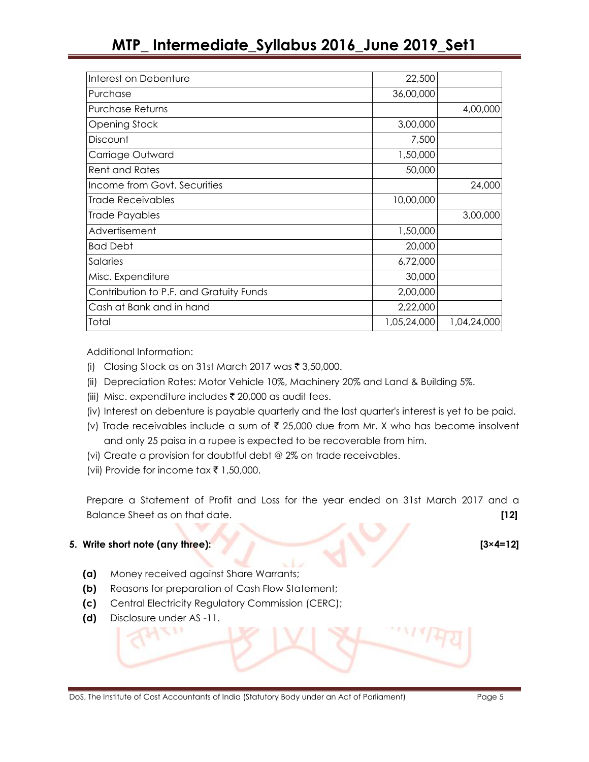| Interest on Debenture | 22,500 | |
|---|---|---|
| Purchase | 36,00,000 | |
| Purchase Returns | | 4,00,000 |
| Opening Stock | 3,00,000 | |
| Discount | 7,500 | |
| Carriage Outward | 1,50,000 | |
| Rent and Rates | 50,000 | |
| Income from Govt. Securities | | 24,000 |
| Trade Receivables | 10,00,000 | |
| Trade Payables | | 3,00,000 |
| Advertisement | 1,50,000 | |
| Bad Debt | 20,000 | |
| Salaries | 6,72,000 | |
| Misc. Expenditure | 30,000 | |
| Contribution to P.F. and Gratuity Funds | 2,00,000 | |
| Cash at Bank and in hand | 2,22,000 | |
| Total | 1,05,24,000 | 1,04,24,000 |

Additional Information:

(i) Closing Stock as on 31st March 2017 was ₹ 3,50,000.

(ii) Depreciation Rates: Motor Vehicle 10%, Machinery 20% and Land & Building 5%.

(iii) Misc. expenditure includes ₹ 20,000 as audit fees.

(iv) Interest on debenture is payable quarterly and the last quarter's interest is yet to be paid.

(v) Trade receivables include a sum of ₹ 25,000 due from Mr. X who has become insolvent and only 25 paisa in a rupee is expected to be recoverable from him.

(vi) Create a provision for doubtful debt @ 2% on trade receivables.

(vii) Provide for income tax ₹ 1,50,000.

Prepare a Statement of Profit and Loss for the year ended on 31st March 2017 and a Balance Sheet as on that date. **[12]**

**5. Write short note (any three): [3×4=12]**

**(a)** Money received against Share Warrants;

**(b)** Reasons for preparation of Cash Flow Statement;

**(c)** Central Electricity Regulatory Commission (CERC);

**(d)** Disclosure under AS -11.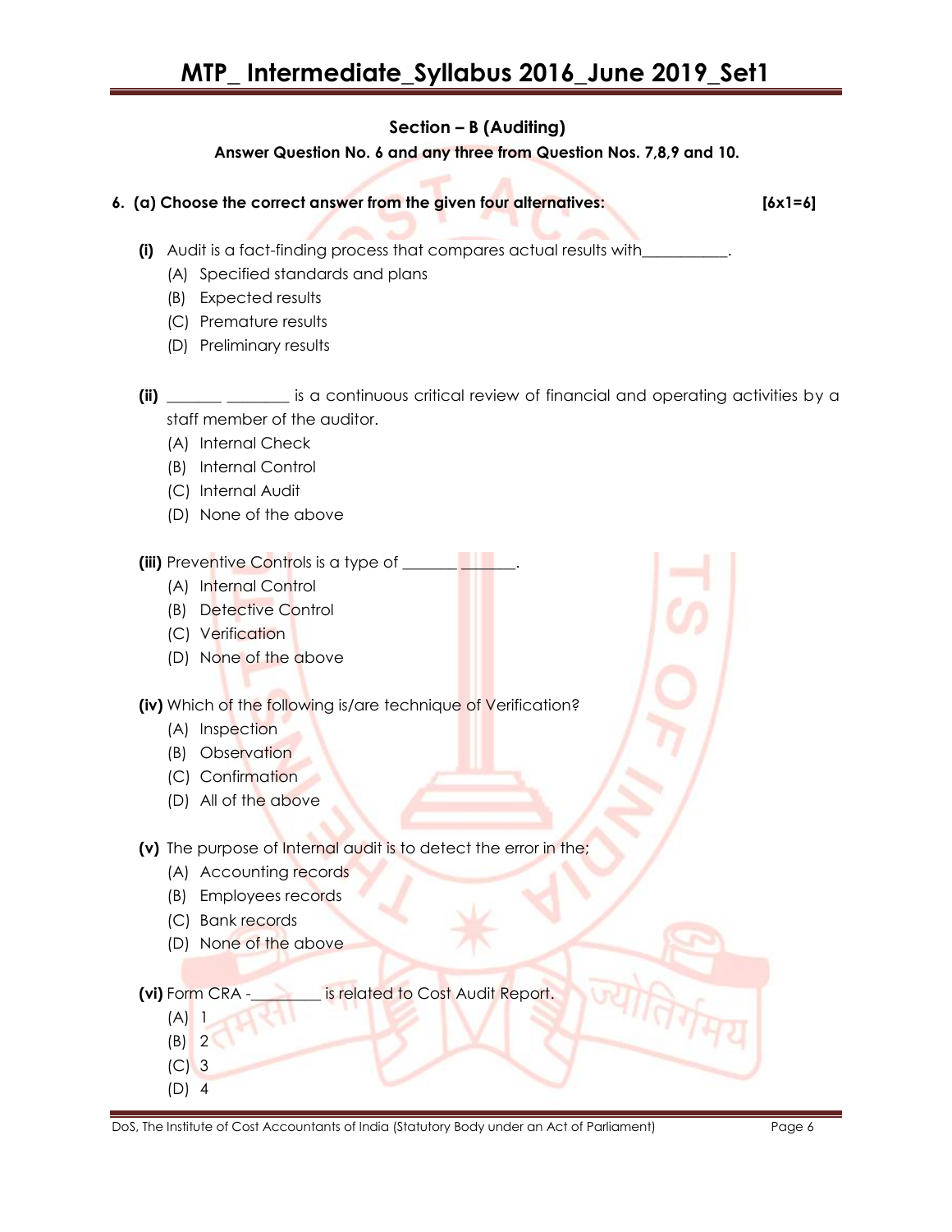## Section – B (Auditing)

**Answer Question No. 6 and any three from Question Nos. 7,8,9 and 10.**

**6. (a) Choose the correct answer from the given four alternatives:** **[6x1=6]**

**(i)** Audit is a fact-finding process that compares actual results with__________.

(A) Specified standards and plans
(B) Expected results
(C) Premature results
(D) Preliminary results

**(ii)** _______ ________ is a continuous critical review of financial and operating activities by a staff member of the auditor.

(A) Internal Check
(B) Internal Control
(C) Internal Audit
(D) None of the above

**(iii)** Preventive Controls is a type of _______ _______.

(A) Internal Control
(B) Detective Control
(C) Verification
(D) None of the above

**(iv)** Which of the following is/are technique of Verification?

(A) Inspection
(B) Observation
(C) Confirmation
(D) All of the above

**(v)** The purpose of Internal audit is to detect the error in the;

(A) Accounting records
(B) Employees records
(C) Bank records
(D) None of the above

**(vi)** Form CRA -________ is related to Cost Audit Report.

(A) 1
(B) 2
(C) 3
(D) 4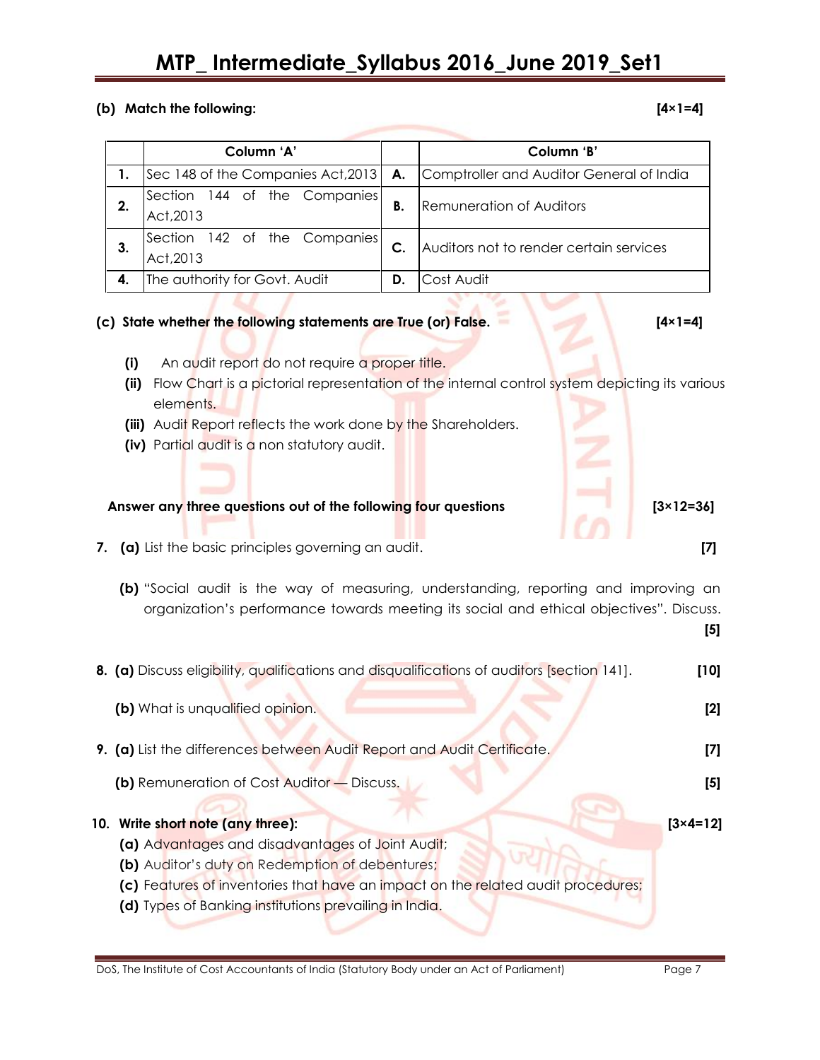**(b) Match the following: [4×1=4]**

| | Column 'A' | | Column 'B' |
|---|---|---|---|
| **1.** | Sec 148 of the Companies Act,2013 | **A.** | Comptroller and Auditor General of India |
| **2.** | Section 144 of the Companies Act,2013 | **B.** | Remuneration of Auditors |
| **3.** | Section 142 of the Companies Act,2013 | **C.** | Auditors not to render certain services |
| **4.** | The authority for Govt. Audit | **D.** | Cost Audit |

**(c) State whether the following statements are True (or) False. [4×1=4]**

**(i)** An audit report do not require a proper title.

**(ii)** Flow Chart is a pictorial representation of the internal control system depicting its various elements.

**(iii)** Audit Report reflects the work done by the Shareholders.

**(iv)** Partial audit is a non statutory audit.

**Answer any three questions out of the following four questions [3×12=36]**

**7. (a)** List the basic principles governing an audit. **[7]**

**(b)** "Social audit is the way of measuring, understanding, reporting and improving an organization's performance towards meeting its social and ethical objectives". Discuss. **[5]**

**8. (a)** Discuss eligibility, qualifications and disqualifications of auditors [section 141]. **[10]**

**(b)** What is unqualified opinion. **[2]**

**9. (a)** List the differences between Audit Report and Audit Certificate. **[7]**

**(b)** Remuneration of Cost Auditor — Discuss. **[5]**

**10. Write short note (any three): [3×4=12]**

**(a)** Advantages and disadvantages of Joint Audit;

**(b)** Auditor's duty on Redemption of debentures;

**(c)** Features of inventories that have an impact on the related audit procedures;

**(d)** Types of Banking institutions prevailing in India.